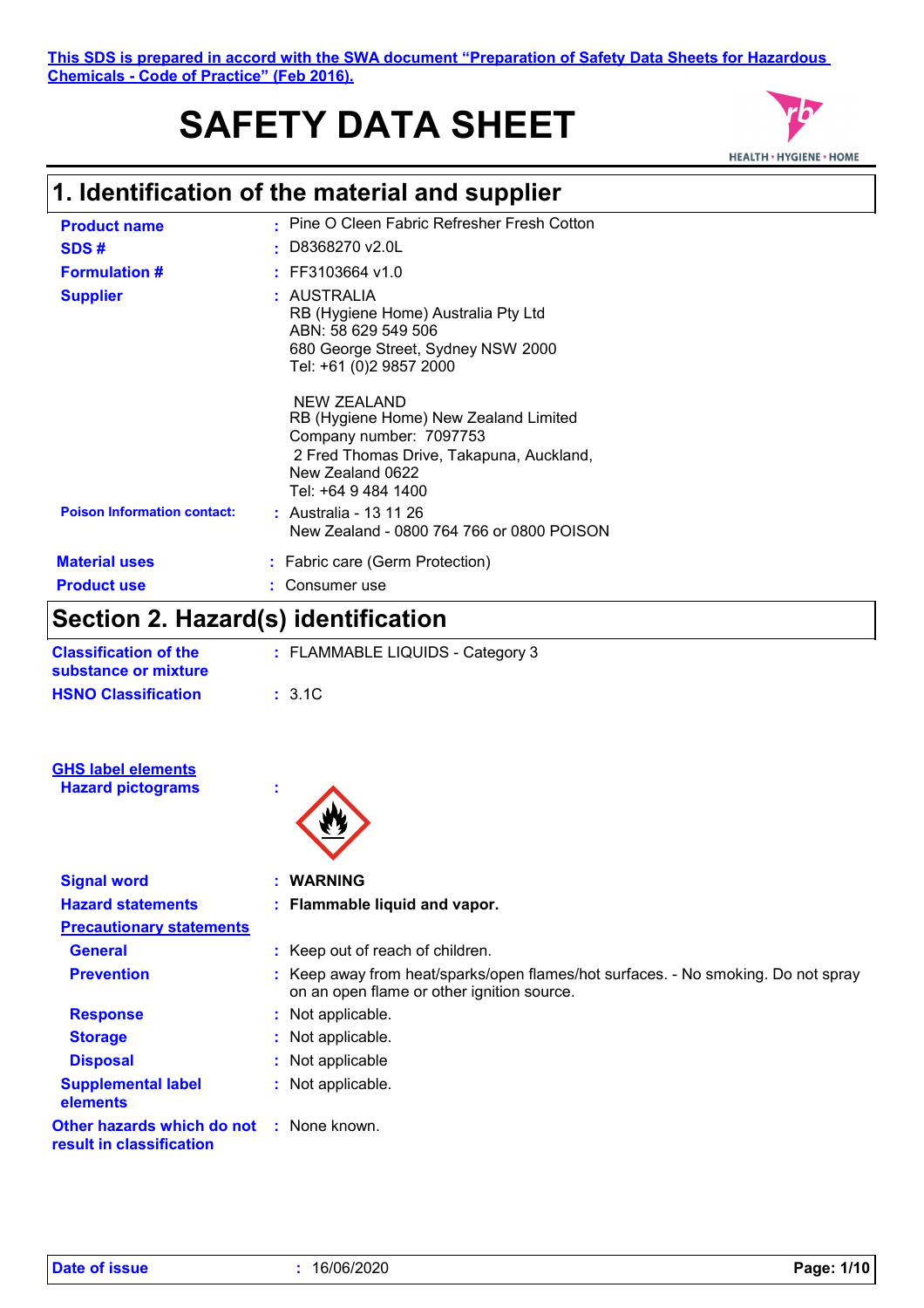This SDS is prepared in accord with the SWA document "Preparation of Safety Data Sheets for Hazardous Chemicals - Code of Practice" (Feb 2016).

# SAFETY DATA SHEET

## 1. Identification of the material and supplier

**Product name** : Pine O Cleen Fabric Refresher Fresh Cotton

**SDS #** : D8368270 v2.0L

**Formulation #** : FF3103664 v1.0

**Supplier** : AUSTRALIA
RB (Hygiene Home) Australia Pty Ltd
ABN: 58 629 549 506
680 George Street, Sydney NSW 2000
Tel: +61 (0)2 9857 2000

NEW ZEALAND
RB (Hygiene Home) New Zealand Limited
Company number: 7097753
2 Fred Thomas Drive, Takapuna, Auckland,
New Zealand 0622
Tel: +64 9 484 1400

**Poison Information contact:** : Australia - 13 11 26
New Zealand - 0800 764 766 or 0800 POISON

**Material uses** : Fabric care (Germ Protection)

**Product use** : Consumer use

## Section 2. Hazard(s) identification

**Classification of the substance or mixture** : FLAMMABLE LIQUIDS - Category 3

**HSNO Classification** : 3.1C

**GHS label elements**

**Hazard pictograms** :

**Signal word** : **WARNING**

**Hazard statements** : **Flammable liquid and vapor.**

**Precautionary statements**

**General** : Keep out of reach of children.

**Prevention** : Keep away from heat/sparks/open flames/hot surfaces. - No smoking. Do not spray on an open flame or other ignition source.

**Response** : Not applicable.

**Storage** : Not applicable.

**Disposal** : Not applicable

**Supplemental label elements** : Not applicable.

**Other hazards which do not result in classification** : None known.

**Date of issue** : 16/06/2020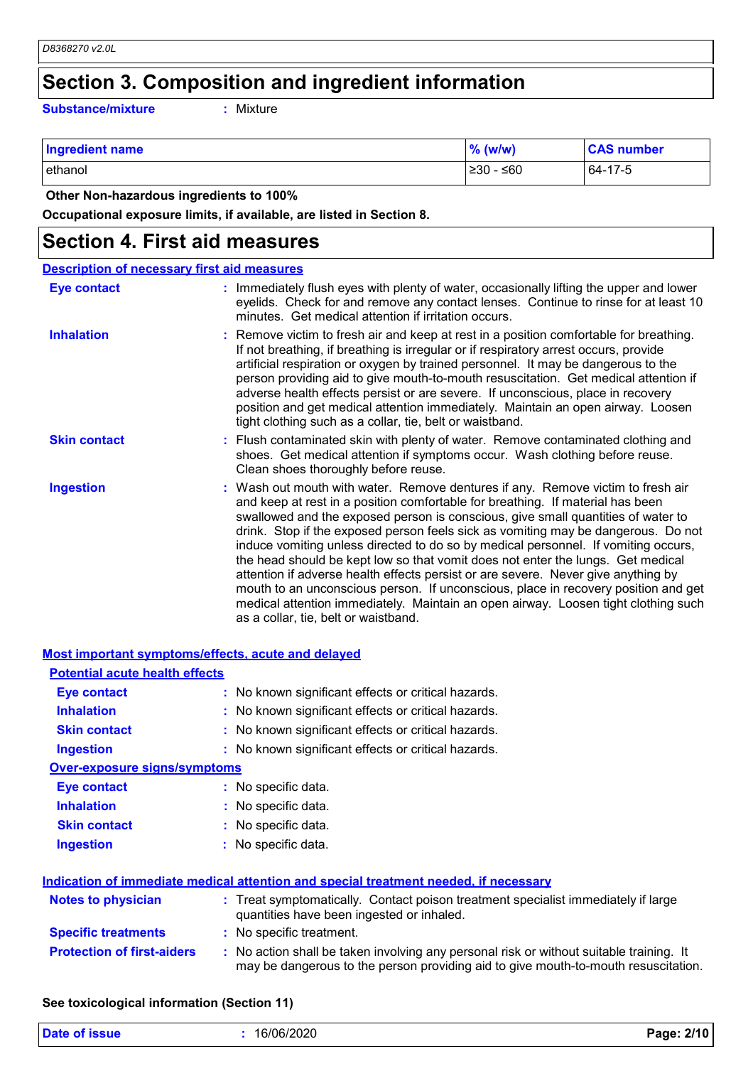# Section 3. Composition and ingredient information

**Substance/mixture** : Mixture

| Ingredient name | % (w/w) | CAS number |
|---|---|---|
| ethanol | ≥30 - ≤60 | 64-17-5 |

**Other Non-hazardous ingredients to 100%**

**Occupational exposure limits, if available, are listed in Section 8.**

# Section 4. First aid measures

## Description of necessary first aid measures

**Eye contact** : Immediately flush eyes with plenty of water, occasionally lifting the upper and lower eyelids. Check for and remove any contact lenses. Continue to rinse for at least 10 minutes. Get medical attention if irritation occurs.

**Inhalation** : Remove victim to fresh air and keep at rest in a position comfortable for breathing. If not breathing, if breathing is irregular or if respiratory arrest occurs, provide artificial respiration or oxygen by trained personnel. It may be dangerous to the person providing aid to give mouth-to-mouth resuscitation. Get medical attention if adverse health effects persist or are severe. If unconscious, place in recovery position and get medical attention immediately. Maintain an open airway. Loosen tight clothing such as a collar, tie, belt or waistband.

**Skin contact** : Flush contaminated skin with plenty of water. Remove contaminated clothing and shoes. Get medical attention if symptoms occur. Wash clothing before reuse. Clean shoes thoroughly before reuse.

**Ingestion** : Wash out mouth with water. Remove dentures if any. Remove victim to fresh air and keep at rest in a position comfortable for breathing. If material has been swallowed and the exposed person is conscious, give small quantities of water to drink. Stop if the exposed person feels sick as vomiting may be dangerous. Do not induce vomiting unless directed to do so by medical personnel. If vomiting occurs, the head should be kept low so that vomit does not enter the lungs. Get medical attention if adverse health effects persist or are severe. Never give anything by mouth to an unconscious person. If unconscious, place in recovery position and get medical attention immediately. Maintain an open airway. Loosen tight clothing such as a collar, tie, belt or waistband.

## Most important symptoms/effects, acute and delayed

### Potential acute health effects

**Eye contact** : No known significant effects or critical hazards.

**Inhalation** : No known significant effects or critical hazards.

**Skin contact** : No known significant effects or critical hazards.

**Ingestion** : No known significant effects or critical hazards.

### Over-exposure signs/symptoms

**Eye contact** : No specific data.

**Inhalation** : No specific data.

**Skin contact** : No specific data.

**Ingestion** : No specific data.

## Indication of immediate medical attention and special treatment needed, if necessary

**Notes to physician** : Treat symptomatically. Contact poison treatment specialist immediately if large quantities have been ingested or inhaled.

**Specific treatments** : No specific treatment.

**Protection of first-aiders** : No action shall be taken involving any personal risk or without suitable training. It may be dangerous to the person providing aid to give mouth-to-mouth resuscitation.

**See toxicological information (Section 11)**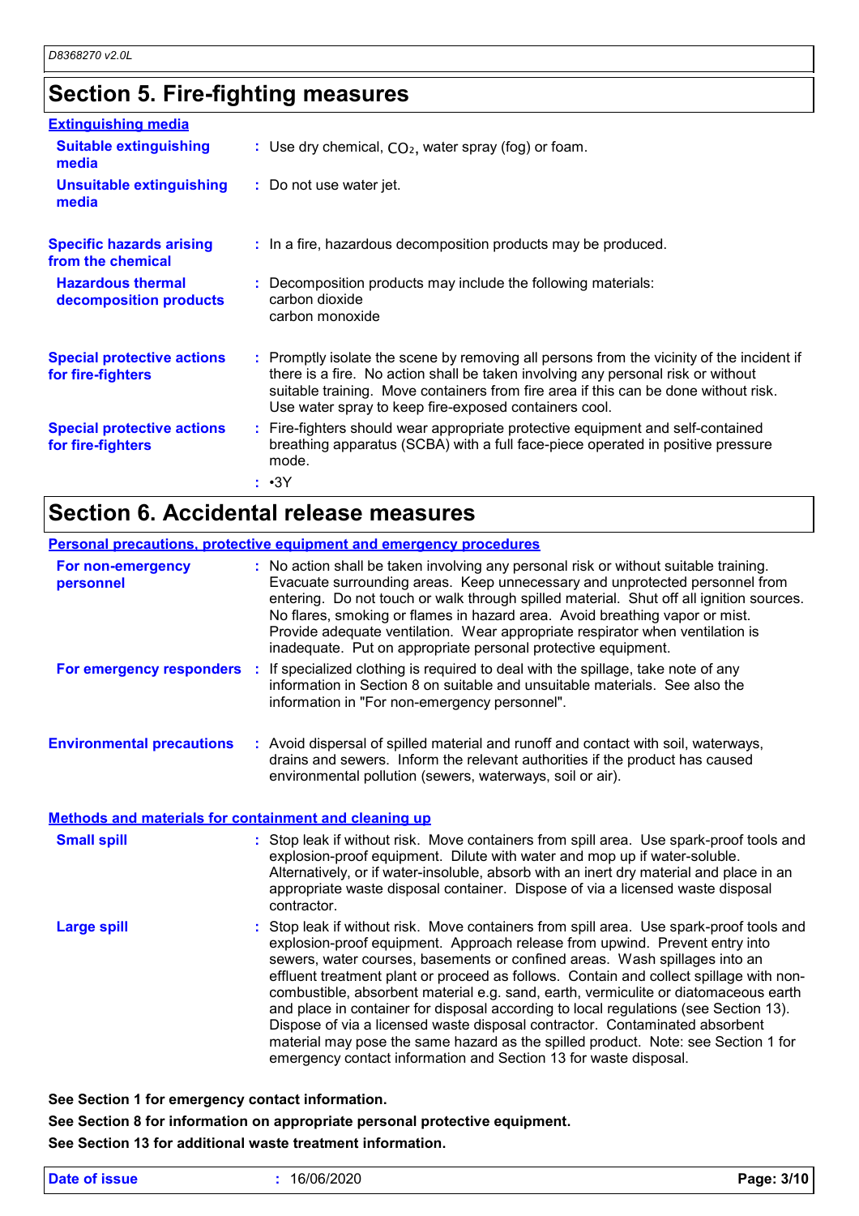## Section 5. Fire-fighting measures

**Extinguishing media**

**Suitable extinguishing media** : Use dry chemical, $CO_2$, water spray (fog) or foam.

**Unsuitable extinguishing media** : Do not use water jet.

**Specific hazards arising from the chemical** : In a fire, hazardous decomposition products may be produced.

**Hazardous thermal decomposition products** : Decomposition products may include the following materials:
carbon dioxide
carbon monoxide

**Special protective actions for fire-fighters** : Promptly isolate the scene by removing all persons from the vicinity of the incident if there is a fire. No action shall be taken involving any personal risk or without suitable training. Move containers from fire area if this can be done without risk. Use water spray to keep fire-exposed containers cool.

**Special protective actions for fire-fighters** : Fire-fighters should wear appropriate protective equipment and self-contained breathing apparatus (SCBA) with a full face-piece operated in positive pressure mode.

: •3Y

## Section 6. Accidental release measures

**Personal precautions, protective equipment and emergency procedures**

**For non-emergency personnel** : No action shall be taken involving any personal risk or without suitable training. Evacuate surrounding areas. Keep unnecessary and unprotected personnel from entering. Do not touch or walk through spilled material. Shut off all ignition sources. No flares, smoking or flames in hazard area. Avoid breathing vapor or mist. Provide adequate ventilation. Wear appropriate respirator when ventilation is inadequate. Put on appropriate personal protective equipment.

**For emergency responders** : If specialized clothing is required to deal with the spillage, take note of any information in Section 8 on suitable and unsuitable materials. See also the information in "For non-emergency personnel".

**Environmental precautions** : Avoid dispersal of spilled material and runoff and contact with soil, waterways, drains and sewers. Inform the relevant authorities if the product has caused environmental pollution (sewers, waterways, soil or air).

**Methods and materials for containment and cleaning up**

**Small spill** : Stop leak if without risk. Move containers from spill area. Use spark-proof tools and explosion-proof equipment. Dilute with water and mop up if water-soluble. Alternatively, or if water-insoluble, absorb with an inert dry material and place in an appropriate waste disposal container. Dispose of via a licensed waste disposal contractor.

**Large spill** : Stop leak if without risk. Move containers from spill area. Use spark-proof tools and explosion-proof equipment. Approach release from upwind. Prevent entry into sewers, water courses, basements or confined areas. Wash spillages into an effluent treatment plant or proceed as follows. Contain and collect spillage with non-combustible, absorbent material e.g. sand, earth, vermiculite or diatomaceous earth and place in container for disposal according to local regulations (see Section 13). Dispose of via a licensed waste disposal contractor. Contaminated absorbent material may pose the same hazard as the spilled product. Note: see Section 1 for emergency contact information and Section 13 for waste disposal.

**See Section 1 for emergency contact information.**

**See Section 8 for information on appropriate personal protective equipment.**

**See Section 13 for additional waste treatment information.**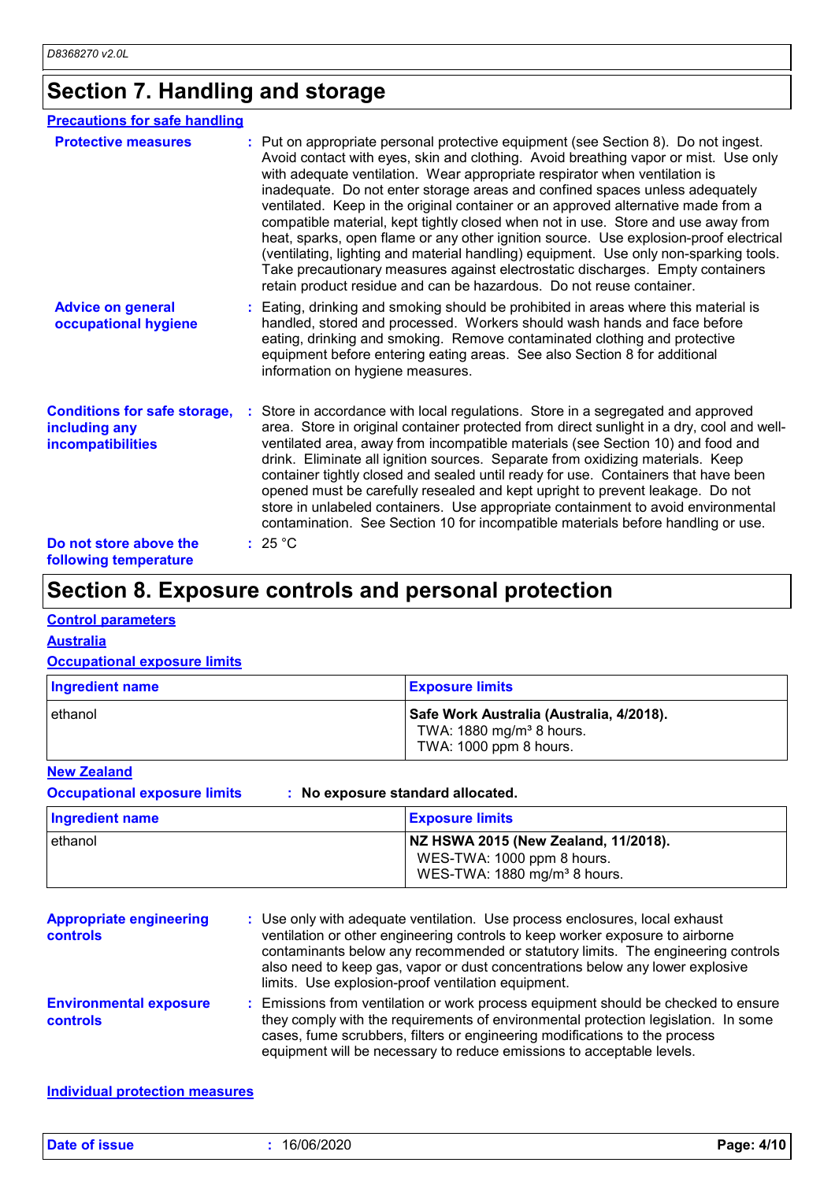## Section 7. Handling and storage

**Precautions for safe handling**

**Protective measures** : Put on appropriate personal protective equipment (see Section 8). Do not ingest. Avoid contact with eyes, skin and clothing. Avoid breathing vapor or mist. Use only with adequate ventilation. Wear appropriate respirator when ventilation is inadequate. Do not enter storage areas and confined spaces unless adequately ventilated. Keep in the original container or an approved alternative made from a compatible material, kept tightly closed when not in use. Store and use away from heat, sparks, open flame or any other ignition source. Use explosion-proof electrical (ventilating, lighting and material handling) equipment. Use only non-sparking tools. Take precautionary measures against electrostatic discharges. Empty containers retain product residue and can be hazardous. Do not reuse container.

**Advice on general occupational hygiene** : Eating, drinking and smoking should be prohibited in areas where this material is handled, stored and processed. Workers should wash hands and face before eating, drinking and smoking. Remove contaminated clothing and protective equipment before entering eating areas. See also Section 8 for additional information on hygiene measures.

**Conditions for safe storage, including any incompatibilities** : Store in accordance with local regulations. Store in a segregated and approved area. Store in original container protected from direct sunlight in a dry, cool and well-ventilated area, away from incompatible materials (see Section 10) and food and drink. Eliminate all ignition sources. Separate from oxidizing materials. Keep container tightly closed and sealed until ready for use. Containers that have been opened must be carefully resealed and kept upright to prevent leakage. Do not store in unlabeled containers. Use appropriate containment to avoid environmental contamination. See Section 10 for incompatible materials before handling or use.

**Do not store above the following temperature** : 25 °C

## Section 8. Exposure controls and personal protection

**Control parameters**

**Australia**

**Occupational exposure limits**

| Ingredient name | Exposure limits |
| --- | --- |
| ethanol | **Safe Work Australia (Australia, 4/2018).**<br>TWA: 1880 mg/m³ 8 hours.<br>TWA: 1000 ppm 8 hours. |

**New Zealand**

**Occupational exposure limits** : **No exposure standard allocated.**

| Ingredient name | Exposure limits |
| --- | --- |
| ethanol | **NZ HSWA 2015 (New Zealand, 11/2018).**<br>WES-TWA: 1000 ppm 8 hours.<br>WES-TWA: 1880 mg/m³ 8 hours. |

**Appropriate engineering controls** : Use only with adequate ventilation. Use process enclosures, local exhaust ventilation or other engineering controls to keep worker exposure to airborne contaminants below any recommended or statutory limits. The engineering controls also need to keep gas, vapor or dust concentrations below any lower explosive limits. Use explosion-proof ventilation equipment.

**Environmental exposure controls** : Emissions from ventilation or work process equipment should be checked to ensure they comply with the requirements of environmental protection legislation. In some cases, fume scrubbers, filters or engineering modifications to the process equipment will be necessary to reduce emissions to acceptable levels.

**Individual protection measures**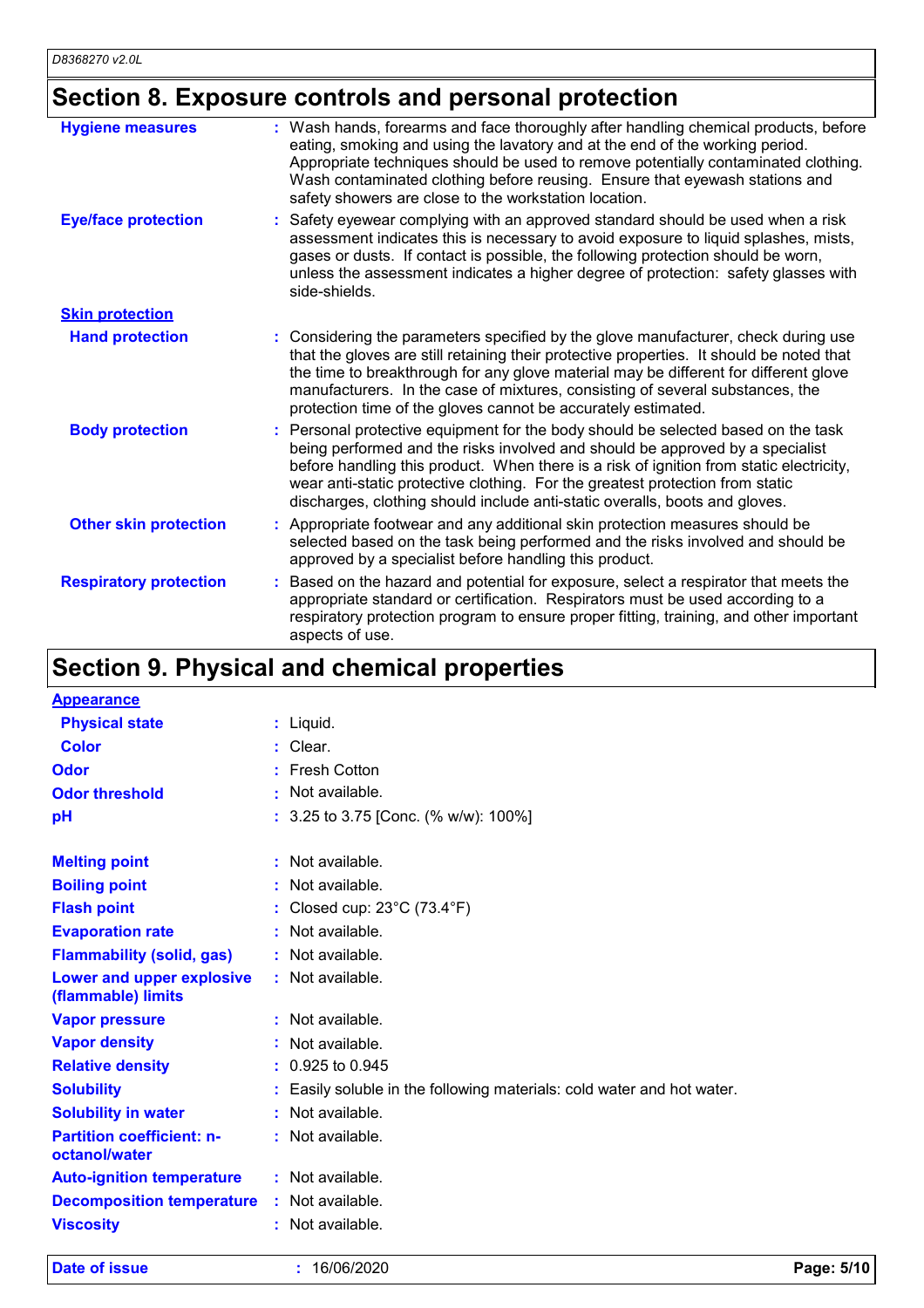## Section 8. Exposure controls and personal protection

| | |
|---|---|
| **Hygiene measures** | : Wash hands, forearms and face thoroughly after handling chemical products, before eating, smoking and using the lavatory and at the end of the working period. Appropriate techniques should be used to remove potentially contaminated clothing. Wash contaminated clothing before reusing. Ensure that eyewash stations and safety showers are close to the workstation location. |
| **Eye/face protection** | : Safety eyewear complying with an approved standard should be used when a risk assessment indicates this is necessary to avoid exposure to liquid splashes, mists, gases or dusts. If contact is possible, the following protection should be worn, unless the assessment indicates a higher degree of protection: safety glasses with side-shields. |
| **Skin protection** | |
| **Hand protection** | : Considering the parameters specified by the glove manufacturer, check during use that the gloves are still retaining their protective properties. It should be noted that the time to breakthrough for any glove material may be different for different glove manufacturers. In the case of mixtures, consisting of several substances, the protection time of the gloves cannot be accurately estimated. |
| **Body protection** | : Personal protective equipment for the body should be selected based on the task being performed and the risks involved and should be approved by a specialist before handling this product. When there is a risk of ignition from static electricity, wear anti-static protective clothing. For the greatest protection from static discharges, clothing should include anti-static overalls, boots and gloves. |
| **Other skin protection** | : Appropriate footwear and any additional skin protection measures should be selected based on the task being performed and the risks involved and should be approved by a specialist before handling this product. |
| **Respiratory protection** | : Based on the hazard and potential for exposure, select a respirator that meets the appropriate standard or certification. Respirators must be used according to a respiratory protection program to ensure proper fitting, training, and other important aspects of use. |

## Section 9. Physical and chemical properties

| | |
|---|---|
| **Appearance** | |
| **Physical state** | : Liquid. |
| **Color** | : Clear. |
| **Odor** | : Fresh Cotton |
| **Odor threshold** | : Not available. |
| **pH** | : 3.25 to 3.75 [Conc. (% w/w): 100%] |
| **Melting point** | : Not available. |
| **Boiling point** | : Not available. |
| **Flash point** | : Closed cup: 23°C (73.4°F) |
| **Evaporation rate** | : Not available. |
| **Flammability (solid, gas)** | : Not available. |
| **Lower and upper explosive (flammable) limits** | : Not available. |
| **Vapor pressure** | : Not available. |
| **Vapor density** | : Not available. |
| **Relative density** | : 0.925 to 0.945 |
| **Solubility** | : Easily soluble in the following materials: cold water and hot water. |
| **Solubility in water** | : Not available. |
| **Partition coefficient: n-octanol/water** | : Not available. |
| **Auto-ignition temperature** | : Not available. |
| **Decomposition temperature** | : Not available. |
| **Viscosity** | : Not available. |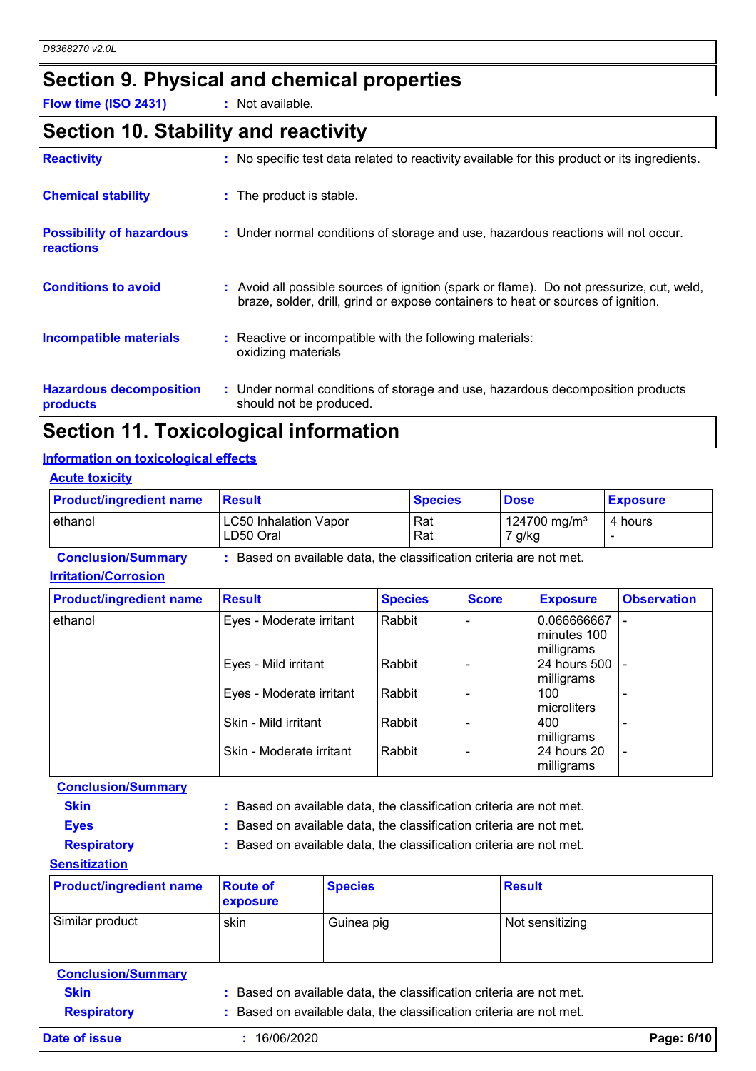## Section 9. Physical and chemical properties

**Flow time (ISO 2431)** : Not available.

## Section 10. Stability and reactivity

**Reactivity** : No specific test data related to reactivity available for this product or its ingredients.

**Chemical stability** : The product is stable.

**Possibility of hazardous reactions** : Under normal conditions of storage and use, hazardous reactions will not occur.

**Conditions to avoid** : Avoid all possible sources of ignition (spark or flame). Do not pressurize, cut, weld, braze, solder, drill, grind or expose containers to heat or sources of ignition.

**Incompatible materials** : Reactive or incompatible with the following materials: oxidizing materials

**Hazardous decomposition products** : Under normal conditions of storage and use, hazardous decomposition products should not be produced.

## Section 11. Toxicological information

### Information on toxicological effects

#### Acute toxicity

| Product/ingredient name | Result | Species | Dose | Exposure |
|---|---|---|---|---|
| ethanol | LC50 Inhalation Vapor<br>LD50 Oral | Rat<br>Rat | 124700 mg/m³<br>7 g/kg | 4 hours<br>- |

**Conclusion/Summary** : Based on available data, the classification criteria are not met.

#### Irritation/Corrosion

| Product/ingredient name | Result | Species | Score | Exposure | Observation |
|---|---|---|---|---|---|
| ethanol | Eyes - Moderate irritant | Rabbit | - | 0.066666667 minutes 100 milligrams | - |
| | Eyes - Mild irritant | Rabbit | - | 24 hours 500 milligrams | - |
| | Eyes - Moderate irritant | Rabbit | - | 100 microliters | - |
| | Skin - Mild irritant | Rabbit | - | 400 milligrams | - |
| | Skin - Moderate irritant | Rabbit | - | 24 hours 20 milligrams | - |

**Conclusion/Summary**

**Skin** : Based on available data, the classification criteria are not met.

**Eyes** : Based on available data, the classification criteria are not met.

**Respiratory** : Based on available data, the classification criteria are not met.

#### Sensitization

| Product/ingredient name | Route of exposure | Species | Result |
|---|---|---|---|
| Similar product | skin | Guinea pig | Not sensitizing |

**Conclusion/Summary**

**Skin** : Based on available data, the classification criteria are not met.

**Respiratory** : Based on available data, the classification criteria are not met.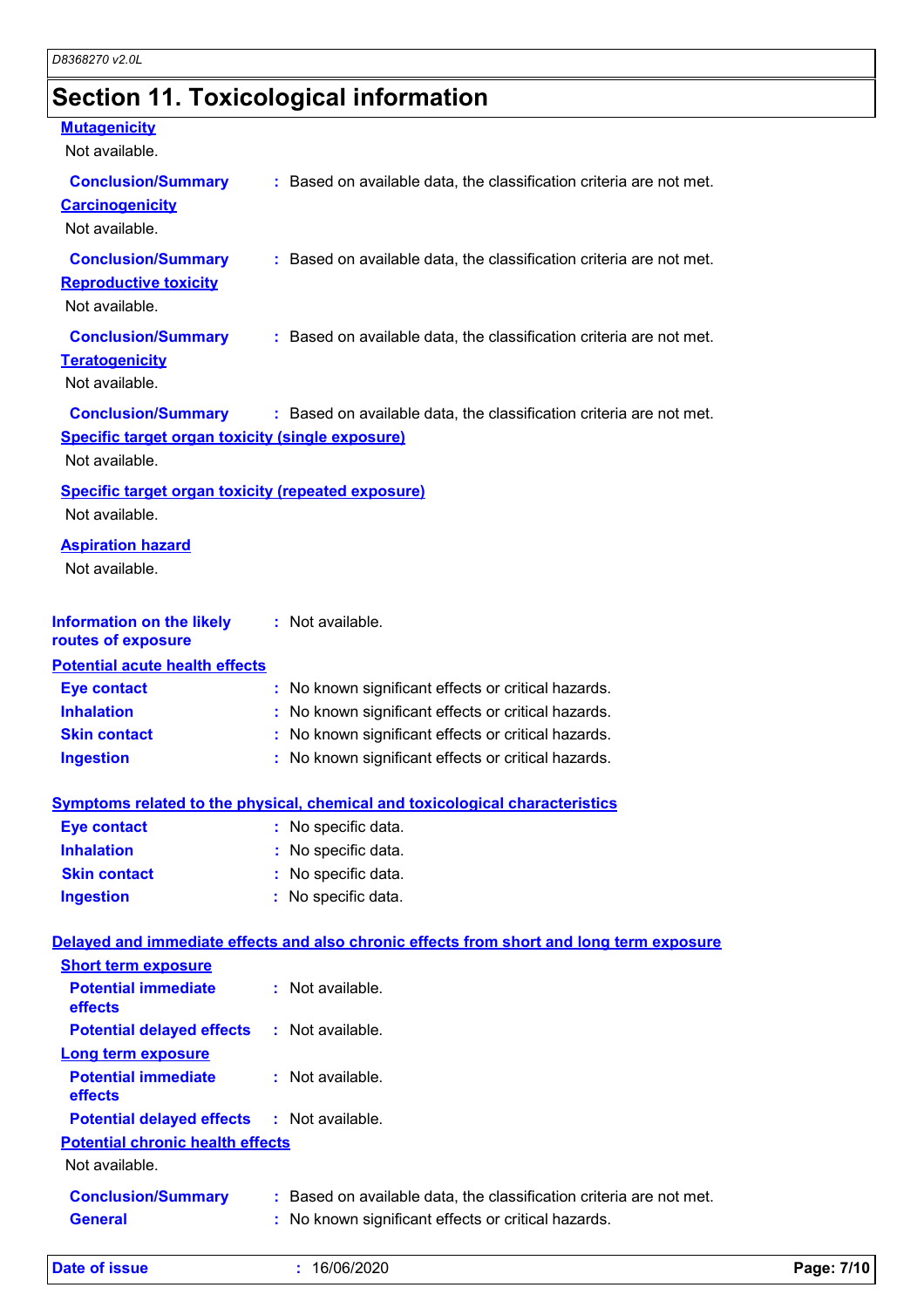# Section 11. Toxicological information

**Mutagenicity**

Not available.

**Conclusion/Summary** : Based on available data, the classification criteria are not met.

**Carcinogenicity**

Not available.

**Conclusion/Summary** : Based on available data, the classification criteria are not met.

**Reproductive toxicity**

Not available.

**Conclusion/Summary** : Based on available data, the classification criteria are not met.

**Teratogenicity**

Not available.

**Conclusion/Summary** : Based on available data, the classification criteria are not met.

**Specific target organ toxicity (single exposure)**

Not available.

**Specific target organ toxicity (repeated exposure)**

Not available.

**Aspiration hazard**

Not available.

**Information on the likely routes of exposure** : Not available.

**Potential acute health effects**

**Eye contact** : No known significant effects or critical hazards.
**Inhalation** : No known significant effects or critical hazards.
**Skin contact** : No known significant effects or critical hazards.
**Ingestion** : No known significant effects or critical hazards.

**Symptoms related to the physical, chemical and toxicological characteristics**

**Eye contact** : No specific data.
**Inhalation** : No specific data.
**Skin contact** : No specific data.
**Ingestion** : No specific data.

**Delayed and immediate effects and also chronic effects from short and long term exposure**

**Short term exposure**

**Potential immediate effects** : Not available.
**Potential delayed effects** : Not available.

**Long term exposure**

**Potential immediate effects** : Not available.
**Potential delayed effects** : Not available.

**Potential chronic health effects**

Not available.

**Conclusion/Summary** : Based on available data, the classification criteria are not met.
**General** : No known significant effects or critical hazards.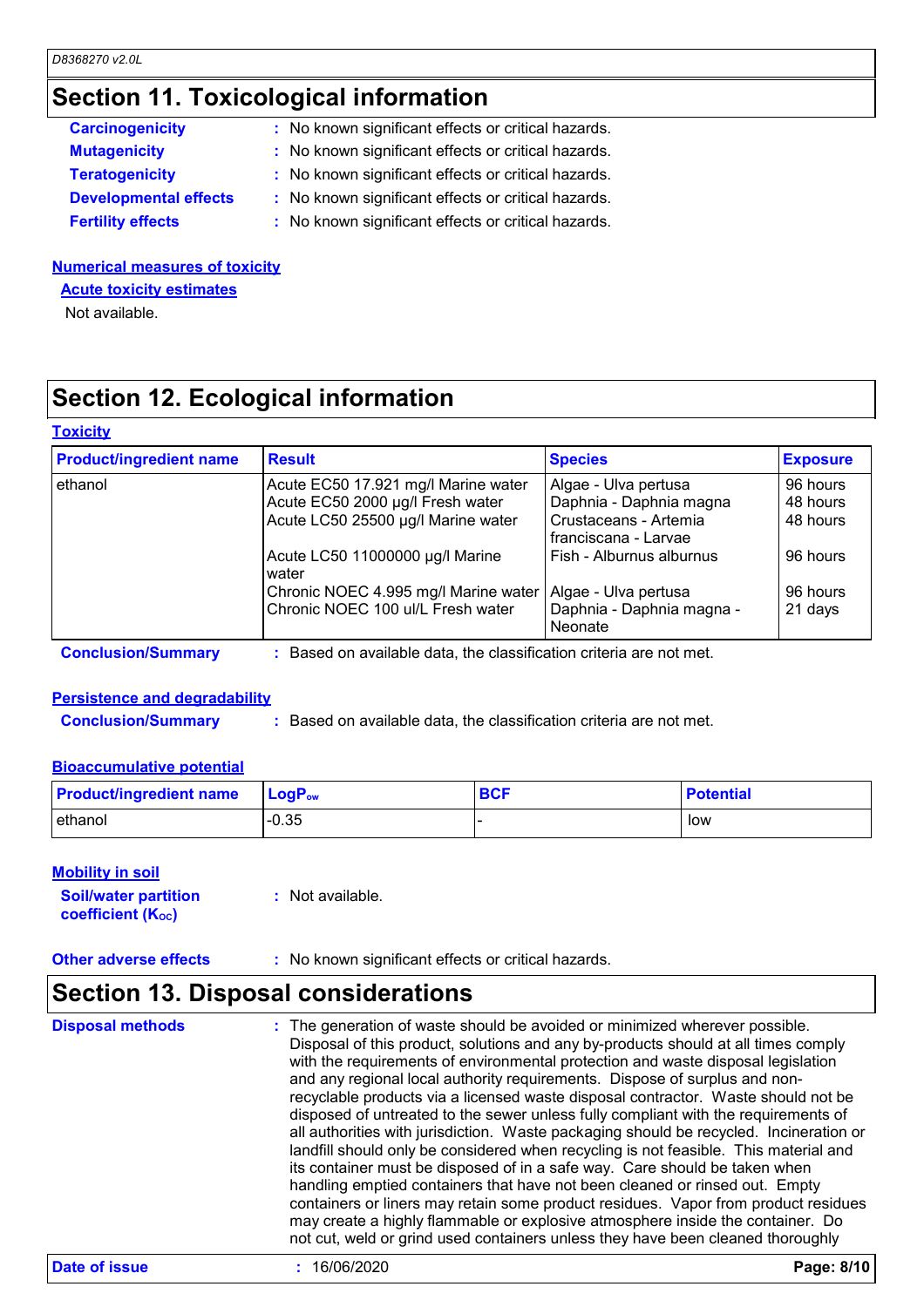## Section 11. Toxicological information

**Carcinogenicity** : No known significant effects or critical hazards.

**Mutagenicity** : No known significant effects or critical hazards.

**Teratogenicity** : No known significant effects or critical hazards.

**Developmental effects** : No known significant effects or critical hazards.

**Fertility effects** : No known significant effects or critical hazards.

### Numerical measures of toxicity

#### Acute toxicity estimates

Not available.

## Section 12. Ecological information

### Toxicity

| Product/ingredient name | Result | Species | Exposure |
|---|---|---|---|
| ethanol | Acute EC50 17.921 mg/l Marine water | Algae - Ulva pertusa | 96 hours |
| | Acute EC50 2000 µg/l Fresh water | Daphnia - Daphnia magna | 48 hours |
| | Acute LC50 25500 µg/l Marine water | Crustaceans - Artemia franciscana - Larvae | 48 hours |
| | Acute LC50 11000000 µg/l Marine water | Fish - Alburnus alburnus | 96 hours |
| | Chronic NOEC 4.995 mg/l Marine water | Algae - Ulva pertusa | 96 hours |
| | Chronic NOEC 100 ul/L Fresh water | Daphnia - Daphnia magna - Neonate | 21 days |

**Conclusion/Summary** : Based on available data, the classification criteria are not met.

### Persistence and degradability

**Conclusion/Summary** : Based on available data, the classification criteria are not met.

### Bioaccumulative potential

| Product/ingredient name | $LogP_{ow}$ | BCF | Potential |
|---|---|---|---|
| ethanol | -0.35 | - | low |

### Mobility in soil

**Soil/water partition coefficient ($K_{OC}$)** : Not available.

**Other adverse effects** : No known significant effects or critical hazards.

## Section 13. Disposal considerations

**Disposal methods** : The generation of waste should be avoided or minimized wherever possible. Disposal of this product, solutions and any by-products should at all times comply with the requirements of environmental protection and waste disposal legislation and any regional local authority requirements. Dispose of surplus and non-recyclable products via a licensed waste disposal contractor. Waste should not be disposed of untreated to the sewer unless fully compliant with the requirements of all authorities with jurisdiction. Waste packaging should be recycled. Incineration or landfill should only be considered when recycling is not feasible. This material and its container must be disposed of in a safe way. Care should be taken when handling emptied containers that have not been cleaned or rinsed out. Empty containers or liners may retain some product residues. Vapor from product residues may create a highly flammable or explosive atmosphere inside the container. Do not cut, weld or grind used containers unless they have been cleaned thoroughly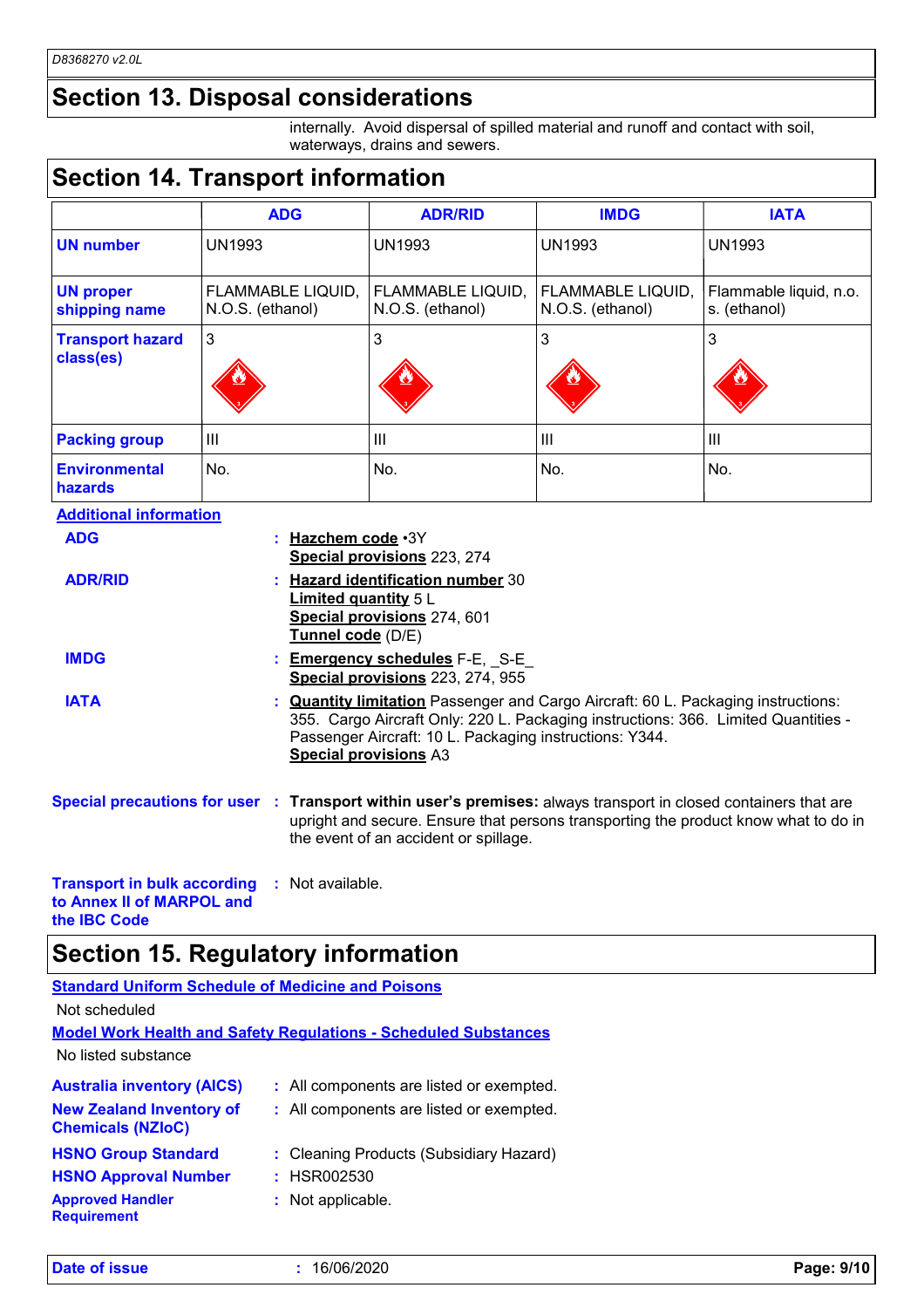## Section 13. Disposal considerations

internally. Avoid dispersal of spilled material and runoff and contact with soil, waterways, drains and sewers.

## Section 14. Transport information

| | ADG | ADR/RID | IMDG | IATA |
|---|---|---|---|---|
| **UN number** | UN1993 | UN1993 | UN1993 | UN1993 |
| **UN proper shipping name** | FLAMMABLE LIQUID, N.O.S. (ethanol) | FLAMMABLE LIQUID, N.O.S. (ethanol) | FLAMMABLE LIQUID, N.O.S. (ethanol) | Flammable liquid, n.o.s. (ethanol) |
| **Transport hazard class(es)** | 3 | 3 | 3 | 3 |
| **Packing group** | III | III | III | III |
| **Environmental hazards** | No. | No. | No. | No. |

**Additional information**

**ADG** : **Hazchem code** •3Y
**Special provisions** 223, 274

**ADR/RID** : **Hazard identification number** 30
**Limited quantity** 5 L
**Special provisions** 274, 601
**Tunnel code** (D/E)

**IMDG** : **Emergency schedules** F-E, _S-E_
**Special provisions** 223, 274, 955

**IATA** : **Quantity limitation** Passenger and Cargo Aircraft: 60 L. Packaging instructions: 355. Cargo Aircraft Only: 220 L. Packaging instructions: 366. Limited Quantities - Passenger Aircraft: 10 L. Packaging instructions: Y344.
**Special provisions** A3

**Special precautions for user** : **Transport within user's premises:** always transport in closed containers that are upright and secure. Ensure that persons transporting the product know what to do in the event of an accident or spillage.

**Transport in bulk according to Annex II of MARPOL and the IBC Code** : Not available.

## Section 15. Regulatory information

**Standard Uniform Schedule of Medicine and Poisons**

Not scheduled

**Model Work Health and Safety Regulations - Scheduled Substances**

No listed substance

**Australia inventory (AICS)** : All components are listed or exempted.

**New Zealand Inventory of Chemicals (NZIoC)** : All components are listed or exempted.

**HSNO Group Standard** : Cleaning Products (Subsidiary Hazard)

**HSNO Approval Number** : HSR002530

**Approved Handler Requirement** : Not applicable.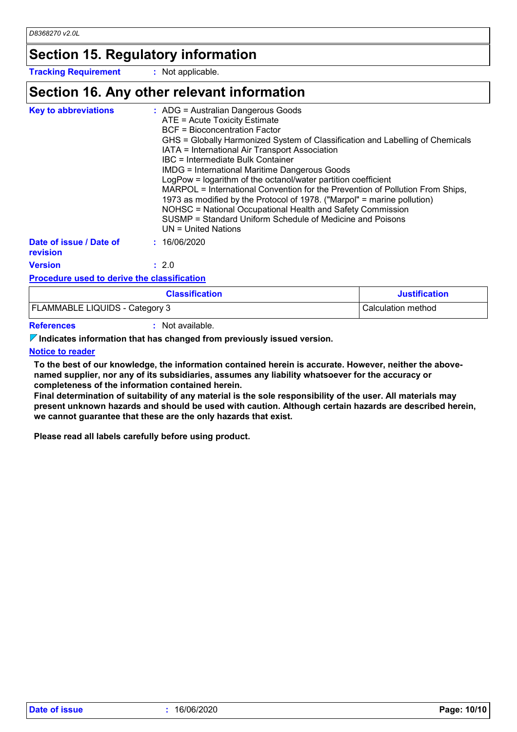## Section 15. Regulatory information

**Tracking Requirement** : Not applicable.

## Section 16. Any other relevant information

**Key to abbreviations** : ADG = Australian Dangerous Goods
ATE = Acute Toxicity Estimate
BCF = Bioconcentration Factor
GHS = Globally Harmonized System of Classification and Labelling of Chemicals
IATA = International Air Transport Association
IBC = Intermediate Bulk Container
IMDG = International Maritime Dangerous Goods
LogPow = logarithm of the octanol/water partition coefficient
MARPOL = International Convention for the Prevention of Pollution From Ships, 1973 as modified by the Protocol of 1978. ("Marpol" = marine pollution)
NOHSC = National Occupational Health and Safety Commission
SUSMP = Standard Uniform Schedule of Medicine and Poisons
UN = United Nations

**Date of issue / Date of revision** : 16/06/2020

**Version** : 2.0

**Procedure used to derive the classification**

| Classification | Justification |
|---|---|
| FLAMMABLE LIQUIDS - Category 3 | Calculation method |

**References** : Not available.

**Indicates information that has changed from previously issued version.**

**Notice to reader**

**To the best of our knowledge, the information contained herein is accurate. However, neither the above-named supplier, nor any of its subsidiaries, assumes any liability whatsoever for the accuracy or completeness of the information contained herein.**
**Final determination of suitability of any material is the sole responsibility of the user. All materials may present unknown hazards and should be used with caution. Although certain hazards are described herein, we cannot guarantee that these are the only hazards that exist.**

**Please read all labels carefully before using product.**